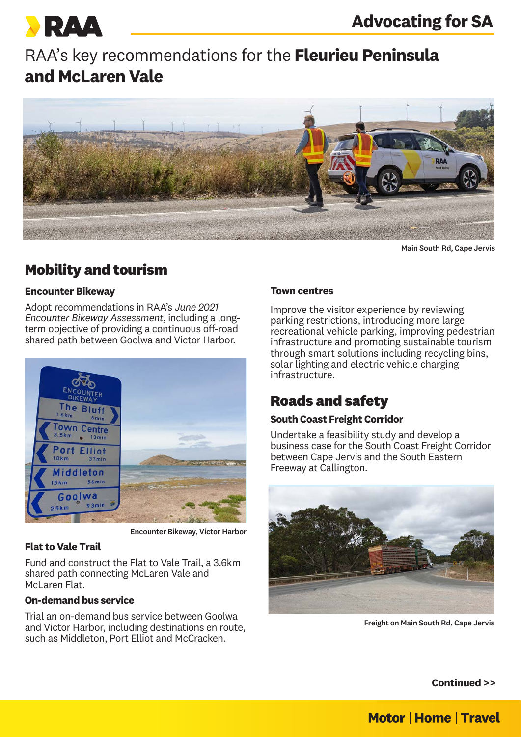# RAA's key recommendations for the **Fleurieu Peninsula and McLaren Vale**

Main South Rd, Cape Jervis

## Mobility and tourism

### Encounter Bikeway

Adopt recommendations in RAA's *June 2021 Encounter Bikeway Assessment*, including a long-term objective of providing a continuous off-road shared path between Goolwa and Victor Harbor.

Encounter Bikeway, Victor Harbor

### Flat to Vale Trail

Fund and construct the Flat to Vale Trail, a 3.6km shared path connecting McLaren Vale and McLaren Flat.

### On-demand bus service

Trial an on-demand bus service between Goolwa and Victor Harbor, including destinations en route, such as Middleton, Port Elliot and McCracken.

### Town centres

Improve the visitor experience by reviewing parking restrictions, introducing more large recreational vehicle parking, improving pedestrian infrastructure and promoting sustainable tourism through smart solutions including recycling bins, solar lighting and electric vehicle charging infrastructure.

## Roads and safety

### South Coast Freight Corridor

Undertake a feasibility study and develop a business case for the South Coast Freight Corridor between Cape Jervis and the South Eastern Freeway at Callington.

Freight on Main South Rd, Cape Jervis

**Continued >>**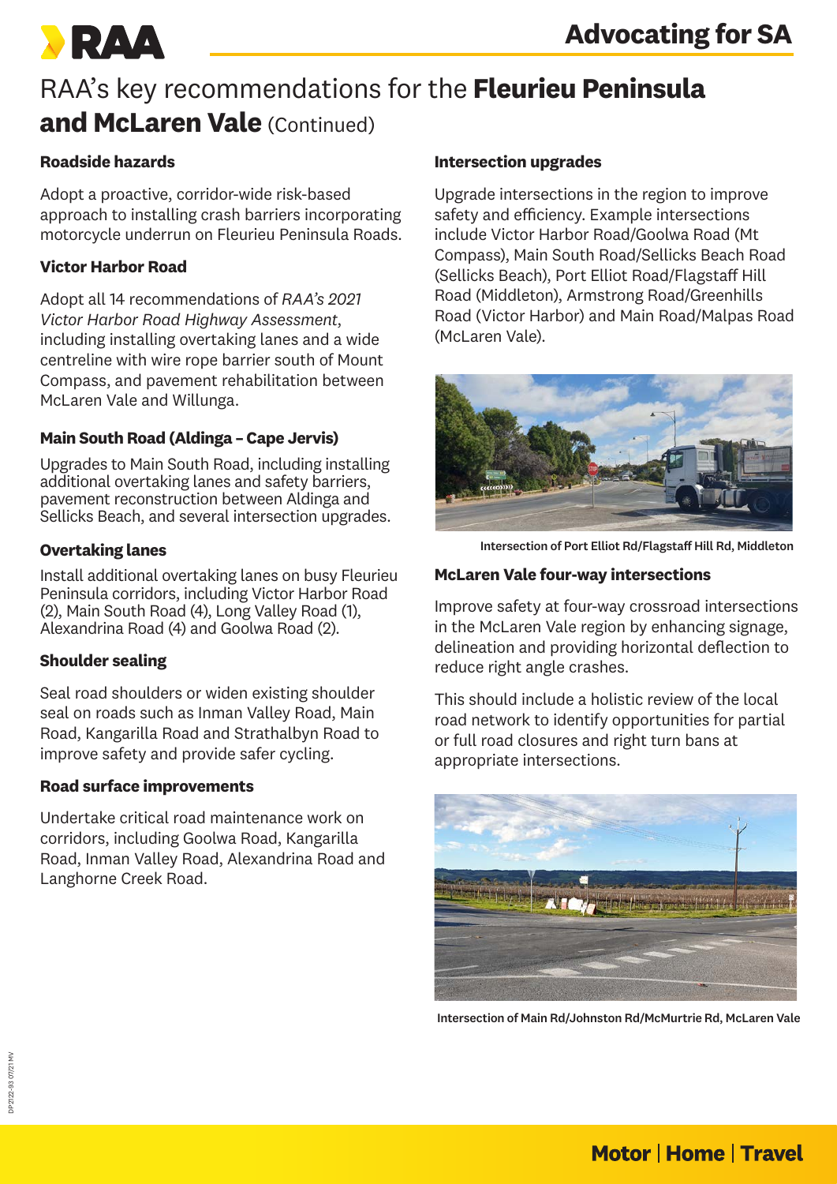# RAA's key recommendations for the **Fleurieu Peninsula and McLaren Vale** (Continued)

### Roadside hazards

Adopt a proactive, corridor-wide risk-based approach to installing crash barriers incorporating motorcycle underrun on Fleurieu Peninsula Roads.

### Victor Harbor Road

Adopt all 14 recommendations of *RAA's 2021 Victor Harbor Road Highway Assessment*, including installing overtaking lanes and a wide centreline with wire rope barrier south of Mount Compass, and pavement rehabilitation between McLaren Vale and Willunga.

### Main South Road (Aldinga – Cape Jervis)

Upgrades to Main South Road, including installing additional overtaking lanes and safety barriers, pavement reconstruction between Aldinga and Sellicks Beach, and several intersection upgrades.

### Overtaking lanes

Install additional overtaking lanes on busy Fleurieu Peninsula corridors, including Victor Harbor Road (2), Main South Road (4), Long Valley Road (1), Alexandrina Road (4) and Goolwa Road (2).

### Shoulder sealing

Seal road shoulders or widen existing shoulder seal on roads such as Inman Valley Road, Main Road, Kangarilla Road and Strathalbyn Road to improve safety and provide safer cycling.

### Road surface improvements

Undertake critical road maintenance work on corridors, including Goolwa Road, Kangarilla Road, Inman Valley Road, Alexandrina Road and Langhorne Creek Road.

### Intersection upgrades

Upgrade intersections in the region to improve safety and efficiency. Example intersections include Victor Harbor Road/Goolwa Road (Mt Compass), Main South Road/Sellicks Beach Road (Sellicks Beach), Port Elliot Road/Flagstaff Hill Road (Middleton), Armstrong Road/Greenhills Road (Victor Harbor) and Main Road/Malpas Road (McLaren Vale).

Intersection of Port Elliot Rd/Flagstaff Hill Rd, Middleton

### McLaren Vale four-way intersections

Improve safety at four-way crossroad intersections in the McLaren Vale region by enhancing signage, delineation and providing horizontal deflection to reduce right angle crashes.

This should include a holistic review of the local road network to identify opportunities for partial or full road closures and right turn bans at appropriate intersections.

Intersection of Main Rd/Johnston Rd/McMurtrie Rd, McLaren Vale